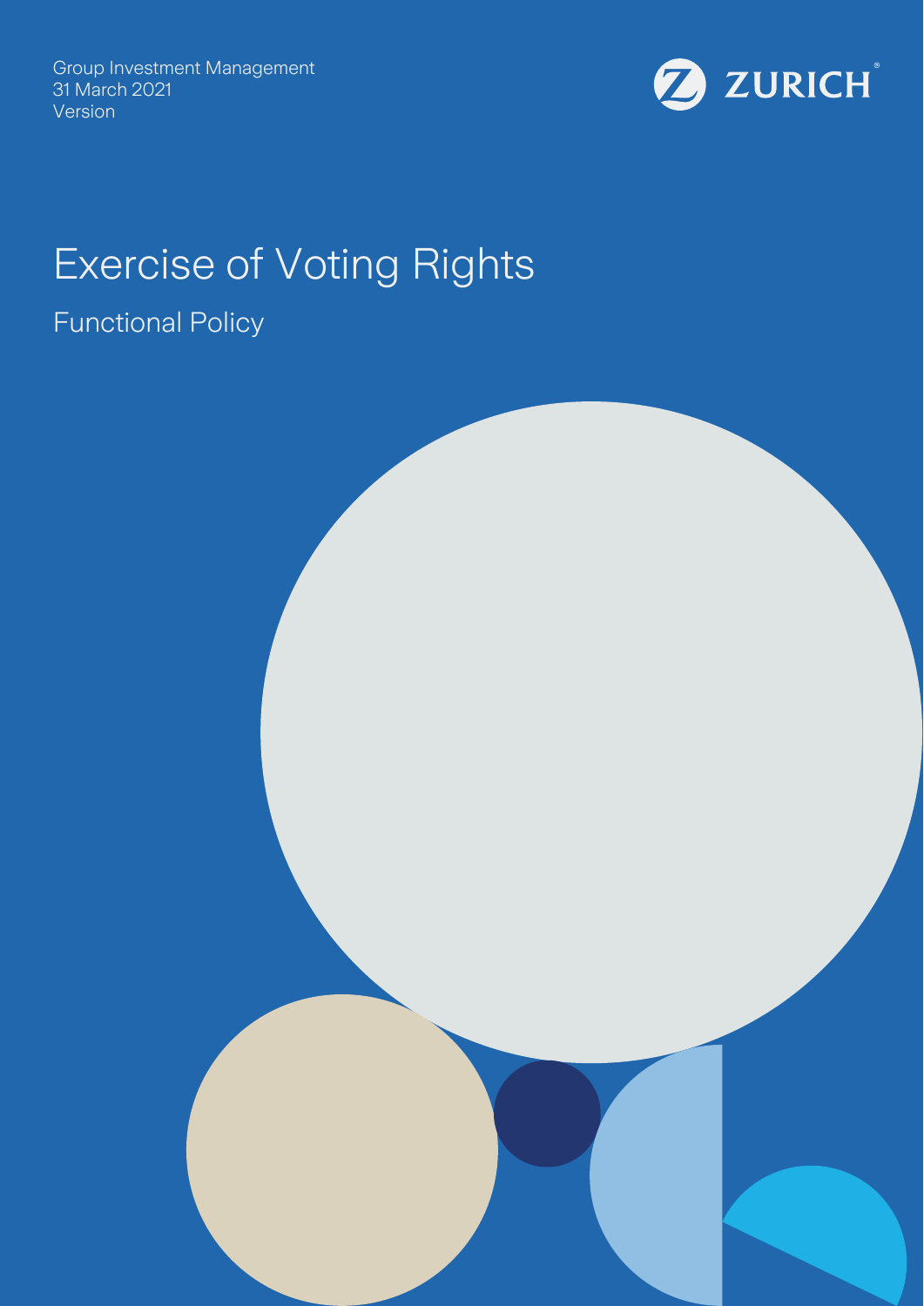Group Investment Management
31 March 2021
Version

ZURICH

# Exercise of Voting Rights

## Functional Policy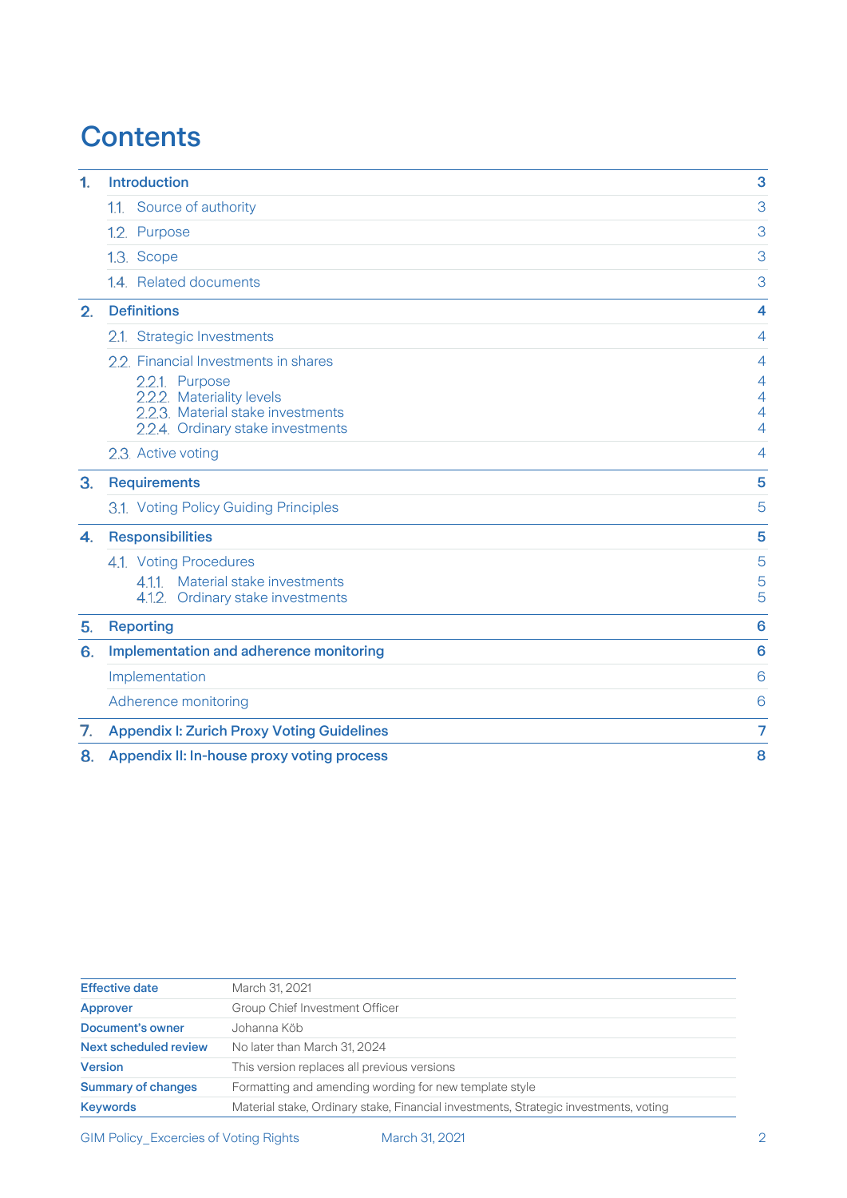# Contents

| | | |
|---|---|---|
| **1.** | **Introduction** | **3** |
| | 1.1. Source of authority | 3 |
| | 1.2. Purpose | 3 |
| | 1.3. Scope | 3 |
| | 1.4. Related documents | 3 |
| **2.** | **Definitions** | **4** |
| | 2.1. Strategic Investments | 4 |
| | 2.2. Financial Investments in shares | 4 |
| | 2.2.1. Purpose | 4 |
| | 2.2.2. Materiality levels | 4 |
| | 2.2.3. Material stake investments | 4 |
| | 2.2.4. Ordinary stake investments | 4 |
| | 2.3. Active voting | 4 |
| **3.** | **Requirements** | **5** |
| | 3.1. Voting Policy Guiding Principles | 5 |
| **4.** | **Responsibilities** | **5** |
| | 4.1. Voting Procedures | 5 |
| | 4.1.1. Material stake investments | 5 |
| | 4.1.2. Ordinary stake investments | 5 |
| **5.** | **Reporting** | **6** |
| **6.** | **Implementation and adherence monitoring** | **6** |
| | Implementation | 6 |
| | Adherence monitoring | 6 |
| **7.** | **Appendix I: Zurich Proxy Voting Guidelines** | **7** |
| **8.** | **Appendix II: In-house proxy voting process** | **8** |

| | |
|---|---|
| **Effective date** | March 31, 2021 |
| **Approver** | Group Chief Investment Officer |
| **Document's owner** | Johanna Köb |
| **Next scheduled review** | No later than March 31, 2024 |
| **Version** | This version replaces all previous versions |
| **Summary of changes** | Formatting and amending wording for new template style |
| **Keywords** | Material stake, Ordinary stake, Financial investments, Strategic investments, voting |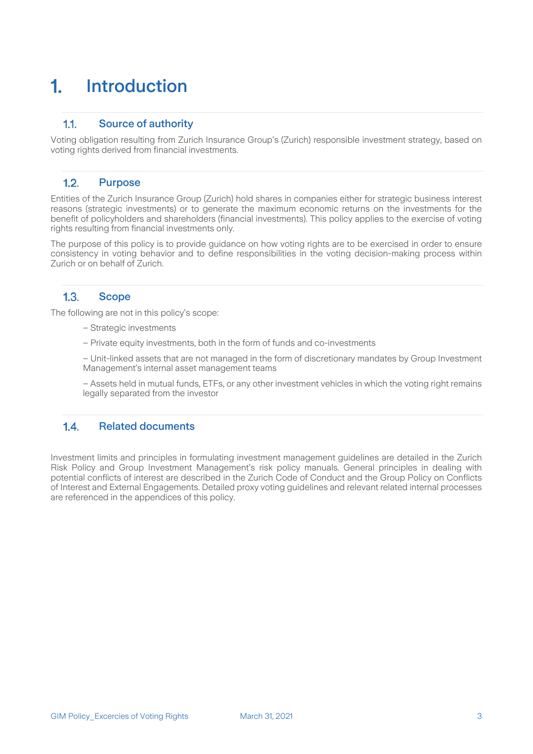# 1. Introduction

## 1.1. Source of authority

Voting obligation resulting from Zurich Insurance Group's (Zurich) responsible investment strategy, based on voting rights derived from financial investments.

## 1.2. Purpose

Entities of the Zurich Insurance Group (Zurich) hold shares in companies either for strategic business interest reasons (strategic investments) or to generate the maximum economic returns on the investments for the benefit of policyholders and shareholders (financial investments). This policy applies to the exercise of voting rights resulting from financial investments only.

The purpose of this policy is to provide guidance on how voting rights are to be exercised in order to ensure consistency in voting behavior and to define responsibilities in the voting decision-making process within Zurich or on behalf of Zurich.

## 1.3. Scope

The following are not in this policy's scope:

- Strategic investments
- Private equity investments, both in the form of funds and co-investments
- Unit-linked assets that are not managed in the form of discretionary mandates by Group Investment Management's internal asset management teams
- Assets held in mutual funds, ETFs, or any other investment vehicles in which the voting right remains legally separated from the investor

## 1.4. Related documents

Investment limits and principles in formulating investment management guidelines are detailed in the Zurich Risk Policy and Group Investment Management's risk policy manuals. General principles in dealing with potential conflicts of interest are described in the Zurich Code of Conduct and the Group Policy on Conflicts of Interest and External Engagements. Detailed proxy voting guidelines and relevant related internal processes are referenced in the appendices of this policy.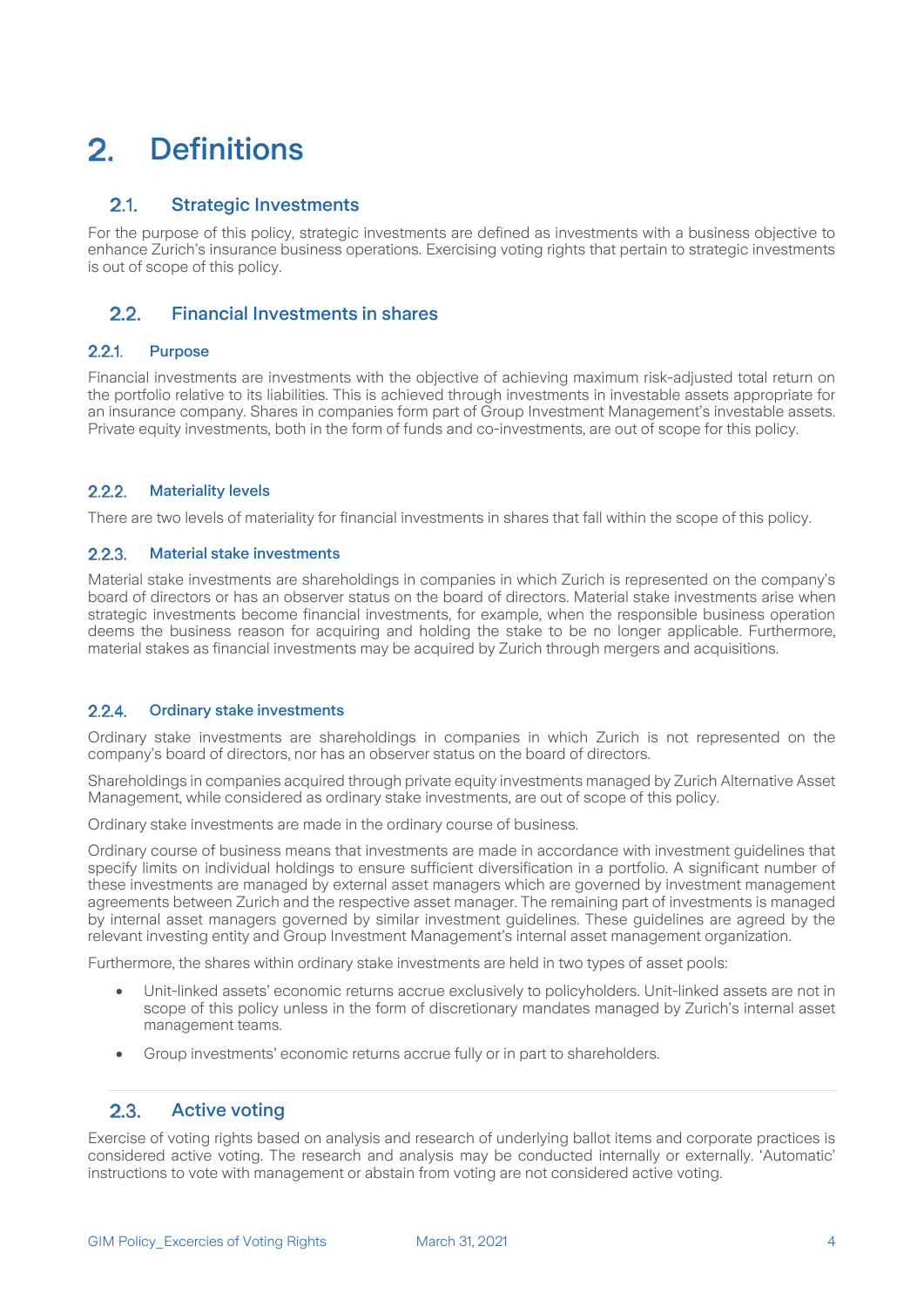# 2. Definitions

## 2.1. Strategic Investments

For the purpose of this policy, strategic investments are defined as investments with a business objective to enhance Zurich's insurance business operations. Exercising voting rights that pertain to strategic investments is out of scope of this policy.

## 2.2. Financial Investments in shares

### 2.2.1. Purpose

Financial investments are investments with the objective of achieving maximum risk-adjusted total return on the portfolio relative to its liabilities. This is achieved through investments in investable assets appropriate for an insurance company. Shares in companies form part of Group Investment Management's investable assets. Private equity investments, both in the form of funds and co-investments, are out of scope for this policy.

### 2.2.2. Materiality levels

There are two levels of materiality for financial investments in shares that fall within the scope of this policy.

### 2.2.3. Material stake investments

Material stake investments are shareholdings in companies in which Zurich is represented on the company's board of directors or has an observer status on the board of directors. Material stake investments arise when strategic investments become financial investments, for example, when the responsible business operation deems the business reason for acquiring and holding the stake to be no longer applicable. Furthermore, material stakes as financial investments may be acquired by Zurich through mergers and acquisitions.

### 2.2.4. Ordinary stake investments

Ordinary stake investments are shareholdings in companies in which Zurich is not represented on the company's board of directors, nor has an observer status on the board of directors.

Shareholdings in companies acquired through private equity investments managed by Zurich Alternative Asset Management, while considered as ordinary stake investments, are out of scope of this policy.

Ordinary stake investments are made in the ordinary course of business.

Ordinary course of business means that investments are made in accordance with investment guidelines that specify limits on individual holdings to ensure sufficient diversification in a portfolio. A significant number of these investments are managed by external asset managers which are governed by investment management agreements between Zurich and the respective asset manager. The remaining part of investments is managed by internal asset managers governed by similar investment guidelines. These guidelines are agreed by the relevant investing entity and Group Investment Management's internal asset management organization.

Furthermore, the shares within ordinary stake investments are held in two types of asset pools:

- Unit-linked assets' economic returns accrue exclusively to policyholders. Unit-linked assets are not in scope of this policy unless in the form of discretionary mandates managed by Zurich's internal asset management teams.
- Group investments' economic returns accrue fully or in part to shareholders.

## 2.3. Active voting

Exercise of voting rights based on analysis and research of underlying ballot items and corporate practices is considered active voting. The research and analysis may be conducted internally or externally. 'Automatic' instructions to vote with management or abstain from voting are not considered active voting.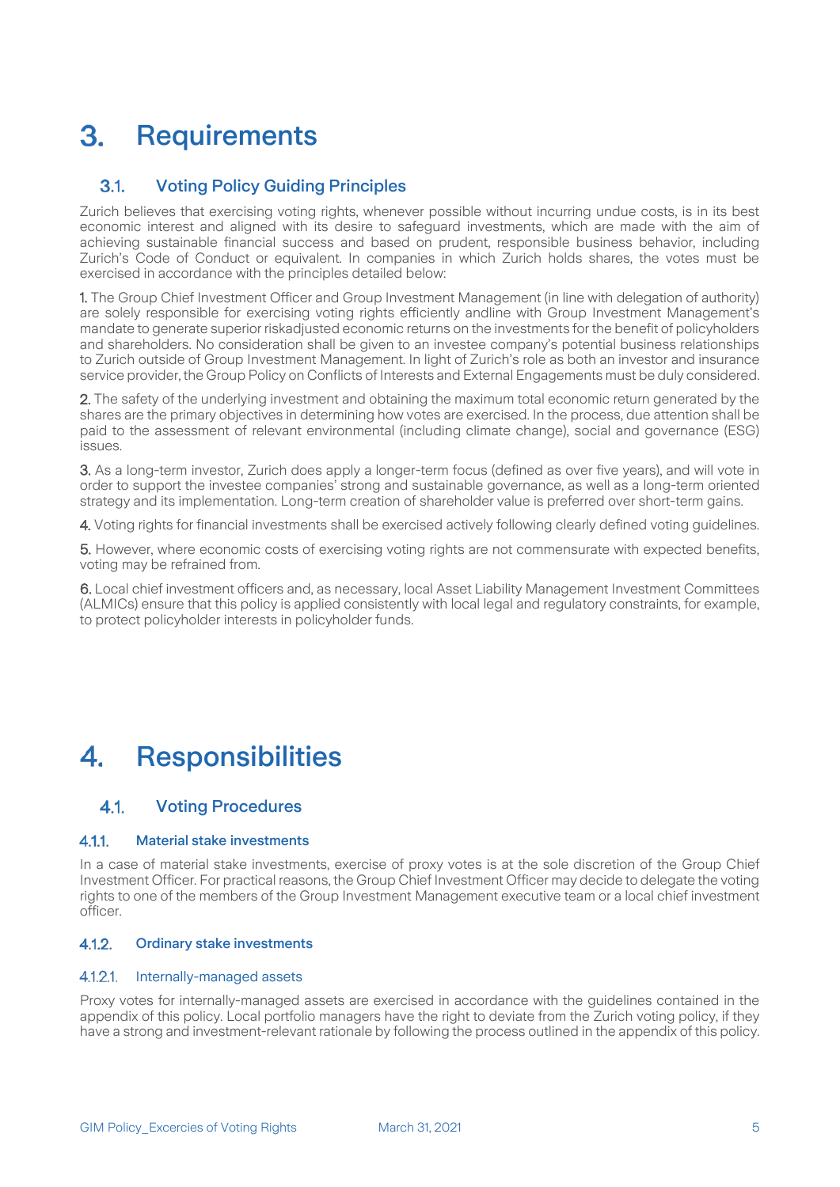# 3. Requirements

## 3.1. Voting Policy Guiding Principles

Zurich believes that exercising voting rights, whenever possible without incurring undue costs, is in its best economic interest and aligned with its desire to safeguard investments, which are made with the aim of achieving sustainable financial success and based on prudent, responsible business behavior, including Zurich's Code of Conduct or equivalent. In companies in which Zurich holds shares, the votes must be exercised in accordance with the principles detailed below:

**1.** The Group Chief Investment Officer and Group Investment Management (in line with delegation of authority) are solely responsible for exercising voting rights efficiently andline with Group Investment Management's mandate to generate superior riskadjusted economic returns on the investments for the benefit of policyholders and shareholders. No consideration shall be given to an investee company's potential business relationships to Zurich outside of Group Investment Management. In light of Zurich's role as both an investor and insurance service provider, the Group Policy on Conflicts of Interests and External Engagements must be duly considered.

**2.** The safety of the underlying investment and obtaining the maximum total economic return generated by the shares are the primary objectives in determining how votes are exercised. In the process, due attention shall be paid to the assessment of relevant environmental (including climate change), social and governance (ESG) issues.

**3.** As a long-term investor, Zurich does apply a longer-term focus (defined as over five years), and will vote in order to support the investee companies' strong and sustainable governance, as well as a long-term oriented strategy and its implementation. Long-term creation of shareholder value is preferred over short-term gains.

**4.** Voting rights for financial investments shall be exercised actively following clearly defined voting guidelines.

**5.** However, where economic costs of exercising voting rights are not commensurate with expected benefits, voting may be refrained from.

**6.** Local chief investment officers and, as necessary, local Asset Liability Management Investment Committees (ALMICs) ensure that this policy is applied consistently with local legal and regulatory constraints, for example, to protect policyholder interests in policyholder funds.

# 4. Responsibilities

## 4.1. Voting Procedures

### 4.1.1. Material stake investments

In a case of material stake investments, exercise of proxy votes is at the sole discretion of the Group Chief Investment Officer. For practical reasons, the Group Chief Investment Officer may decide to delegate the voting rights to one of the members of the Group Investment Management executive team or a local chief investment officer.

### 4.1.2. Ordinary stake investments

#### 4.1.2.1. Internally-managed assets

Proxy votes for internally-managed assets are exercised in accordance with the guidelines contained in the appendix of this policy. Local portfolio managers have the right to deviate from the Zurich voting policy, if they have a strong and investment-relevant rationale by following the process outlined in the appendix of this policy.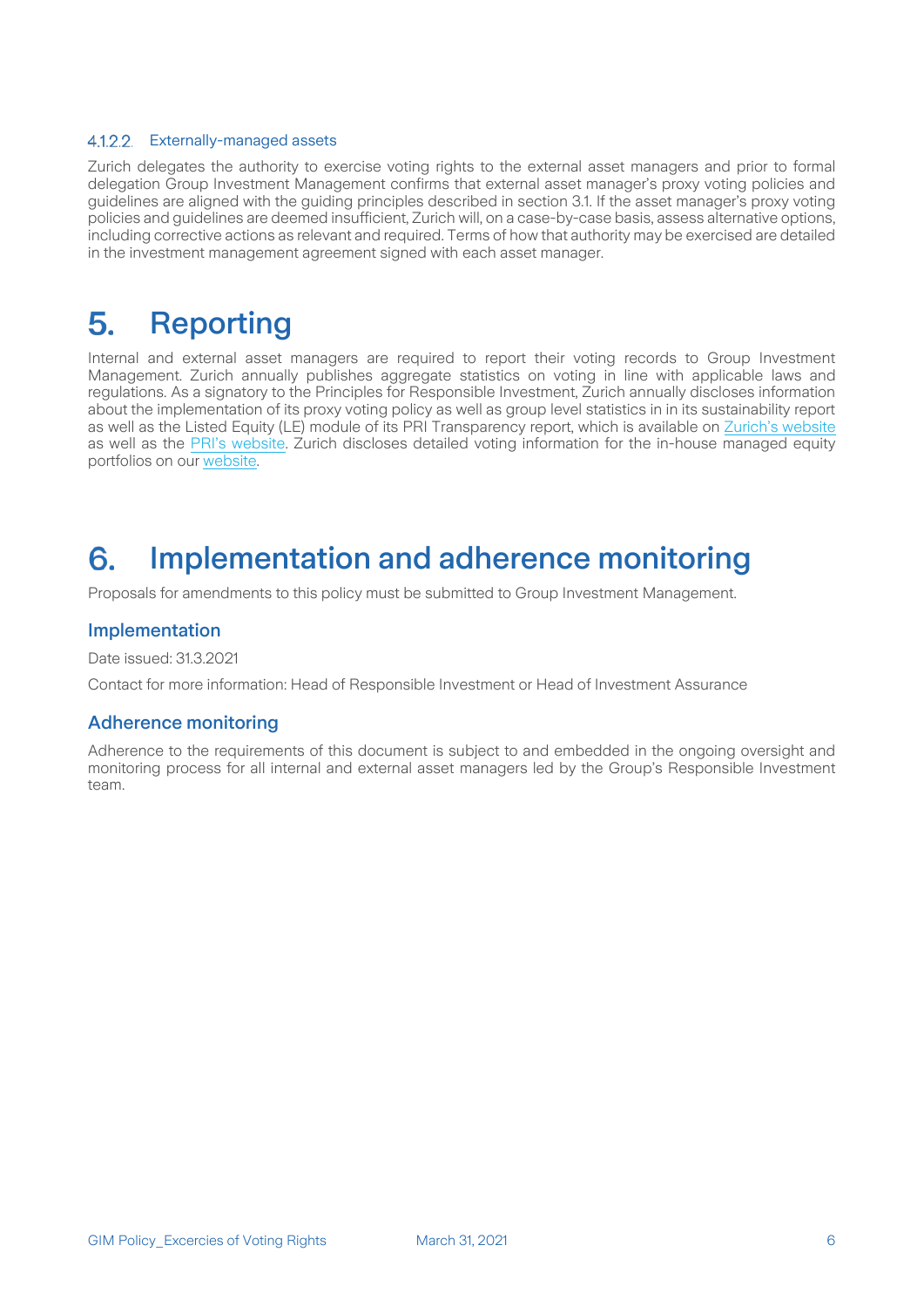#### 4.1.2.2. Externally-managed assets

Zurich delegates the authority to exercise voting rights to the external asset managers and prior to formal delegation Group Investment Management confirms that external asset manager's proxy voting policies and guidelines are aligned with the guiding principles described in section 3.1. If the asset manager's proxy voting policies and guidelines are deemed insufficient, Zurich will, on a case-by-case basis, assess alternative options, including corrective actions as relevant and required. Terms of how that authority may be exercised are detailed in the investment management agreement signed with each asset manager.

# 5. Reporting

Internal and external asset managers are required to report their voting records to Group Investment Management. Zurich annually publishes aggregate statistics on voting in line with applicable laws and regulations. As a signatory to the Principles for Responsible Investment, Zurich annually discloses information about the implementation of its proxy voting policy as well as group level statistics in in its sustainability report as well as the Listed Equity (LE) module of its PRI Transparency report, which is available on Zurich's website as well as the PRI's website. Zurich discloses detailed voting information for the in-house managed equity portfolios on our website.

# 6. Implementation and adherence monitoring

Proposals for amendments to this policy must be submitted to Group Investment Management.

## Implementation

Date issued: 31.3.2021

Contact for more information: Head of Responsible Investment or Head of Investment Assurance

## Adherence monitoring

Adherence to the requirements of this document is subject to and embedded in the ongoing oversight and monitoring process for all internal and external asset managers led by the Group's Responsible Investment team.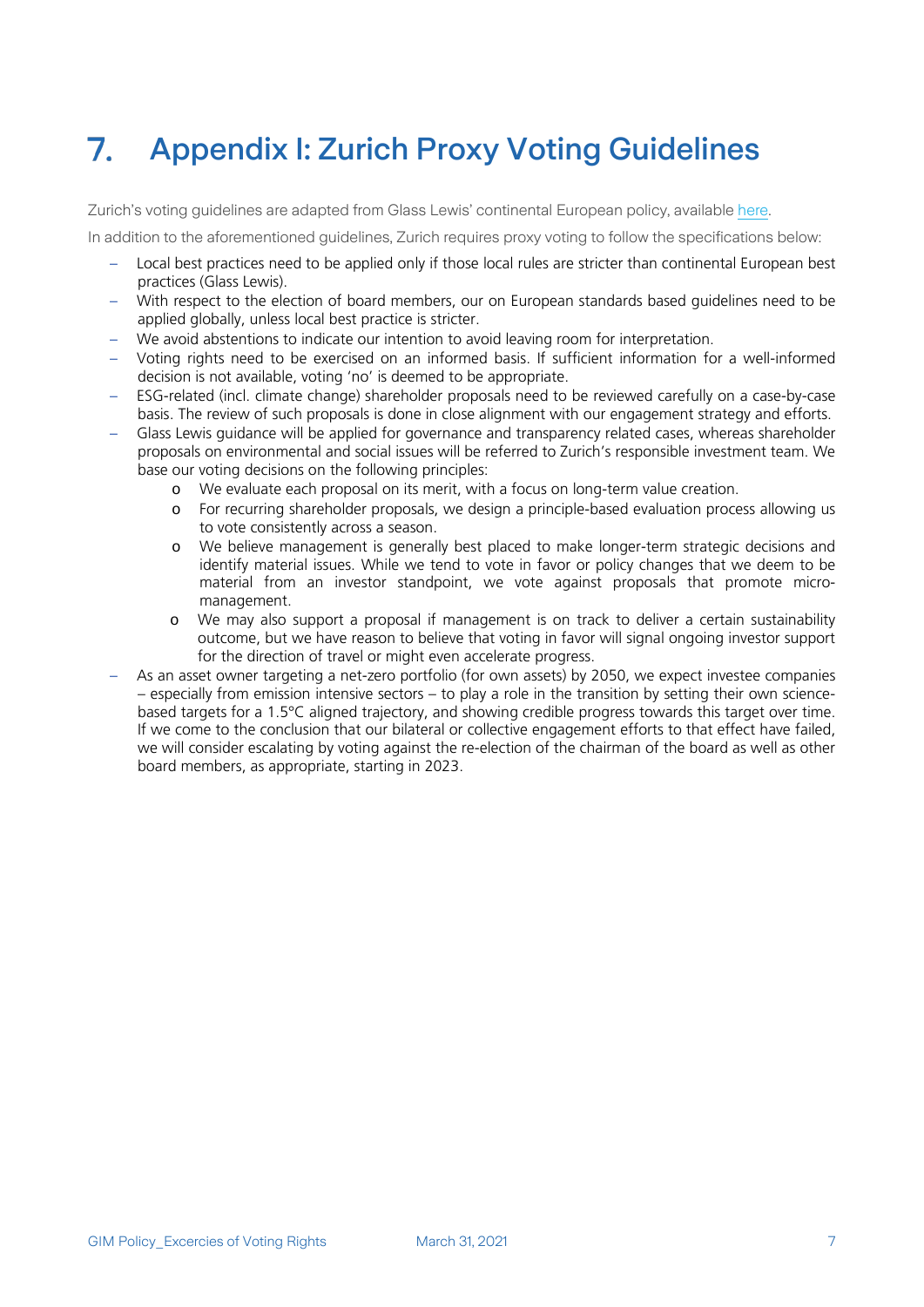# 7. Appendix I: Zurich Proxy Voting Guidelines

Zurich's voting guidelines are adapted from Glass Lewis' continental European policy, available here.

In addition to the aforementioned guidelines, Zurich requires proxy voting to follow the specifications below:

- Local best practices need to be applied only if those local rules are stricter than continental European best practices (Glass Lewis).
- With respect to the election of board members, our on European standards based guidelines need to be applied globally, unless local best practice is stricter.
- We avoid abstentions to indicate our intention to avoid leaving room for interpretation.
- Voting rights need to be exercised on an informed basis. If sufficient information for a well-informed decision is not available, voting 'no' is deemed to be appropriate.
- ESG-related (incl. climate change) shareholder proposals need to be reviewed carefully on a case-by-case basis. The review of such proposals is done in close alignment with our engagement strategy and efforts.
- Glass Lewis guidance will be applied for governance and transparency related cases, whereas shareholder proposals on environmental and social issues will be referred to Zurich's responsible investment team. We base our voting decisions on the following principles:
  - We evaluate each proposal on its merit, with a focus on long-term value creation.
  - For recurring shareholder proposals, we design a principle-based evaluation process allowing us to vote consistently across a season.
  - We believe management is generally best placed to make longer-term strategic decisions and identify material issues. While we tend to vote in favor or policy changes that we deem to be material from an investor standpoint, we vote against proposals that promote micro-management.
  - We may also support a proposal if management is on track to deliver a certain sustainability outcome, but we have reason to believe that voting in favor will signal ongoing investor support for the direction of travel or might even accelerate progress.
- As an asset owner targeting a net-zero portfolio (for own assets) by 2050, we expect investee companies – especially from emission intensive sectors – to play a role in the transition by setting their own science-based targets for a 1.5°C aligned trajectory, and showing credible progress towards this target over time. If we come to the conclusion that our bilateral or collective engagement efforts to that effect have failed, we will consider escalating by voting against the re-election of the chairman of the board as well as other board members, as appropriate, starting in 2023.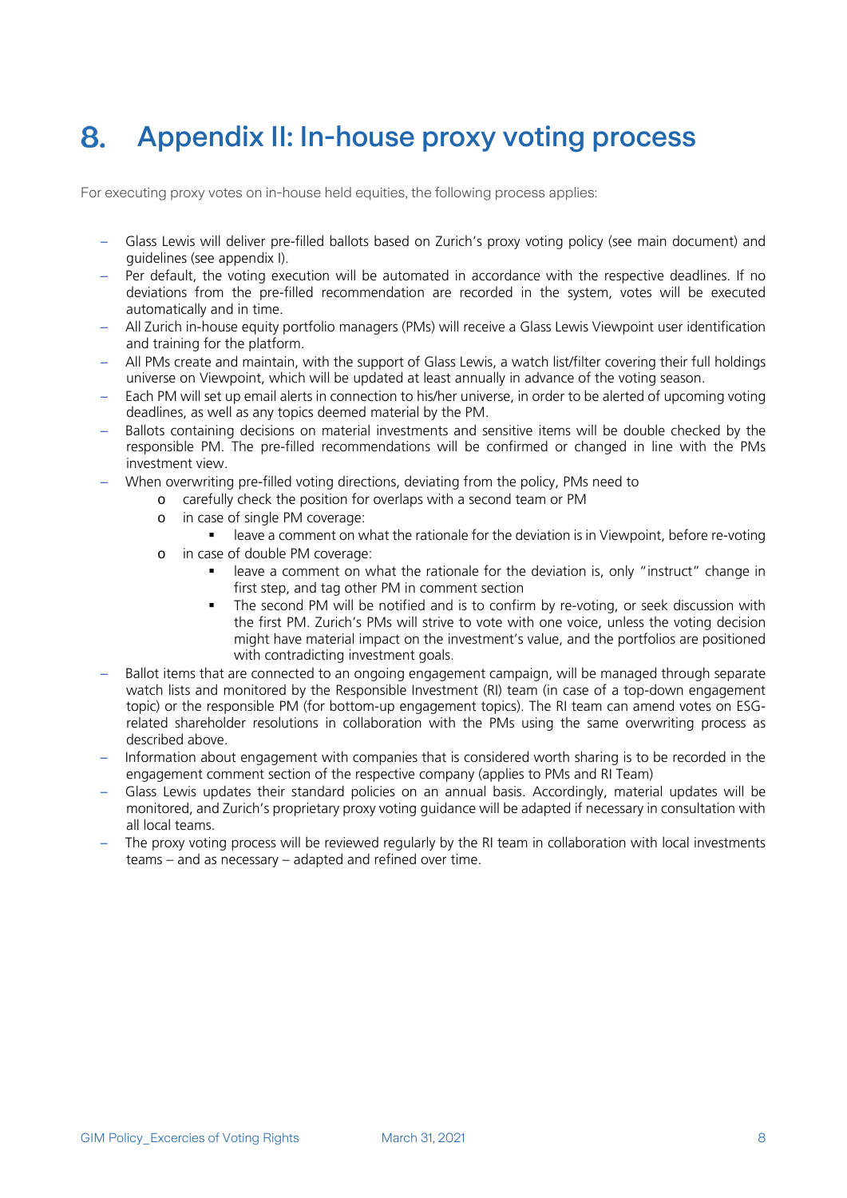# 8. Appendix II: In-house proxy voting process

For executing proxy votes on in-house held equities, the following process applies:

- Glass Lewis will deliver pre-filled ballots based on Zurich's proxy voting policy (see main document) and guidelines (see appendix I).
- Per default, the voting execution will be automated in accordance with the respective deadlines. If no deviations from the pre-filled recommendation are recorded in the system, votes will be executed automatically and in time.
- All Zurich in-house equity portfolio managers (PMs) will receive a Glass Lewis Viewpoint user identification and training for the platform.
- All PMs create and maintain, with the support of Glass Lewis, a watch list/filter covering their full holdings universe on Viewpoint, which will be updated at least annually in advance of the voting season.
- Each PM will set up email alerts in connection to his/her universe, in order to be alerted of upcoming voting deadlines, as well as any topics deemed material by the PM.
- Ballots containing decisions on material investments and sensitive items will be double checked by the responsible PM. The pre-filled recommendations will be confirmed or changed in line with the PMs investment view.
- When overwriting pre-filled voting directions, deviating from the policy, PMs need to
  - carefully check the position for overlaps with a second team or PM
  - in case of single PM coverage:
    - leave a comment on what the rationale for the deviation is in Viewpoint, before re-voting
  - in case of double PM coverage:
    - leave a comment on what the rationale for the deviation is, only "instruct" change in first step, and tag other PM in comment section
    - The second PM will be notified and is to confirm by re-voting, or seek discussion with the first PM. Zurich's PMs will strive to vote with one voice, unless the voting decision might have material impact on the investment's value, and the portfolios are positioned with contradicting investment goals.
- Ballot items that are connected to an ongoing engagement campaign, will be managed through separate watch lists and monitored by the Responsible Investment (RI) team (in case of a top-down engagement topic) or the responsible PM (for bottom-up engagement topics). The RI team can amend votes on ESG-related shareholder resolutions in collaboration with the PMs using the same overwriting process as described above.
- Information about engagement with companies that is considered worth sharing is to be recorded in the engagement comment section of the respective company (applies to PMs and RI Team)
- Glass Lewis updates their standard policies on an annual basis. Accordingly, material updates will be monitored, and Zurich's proprietary proxy voting guidance will be adapted if necessary in consultation with all local teams.
- The proxy voting process will be reviewed regularly by the RI team in collaboration with local investments teams – and as necessary – adapted and refined over time.